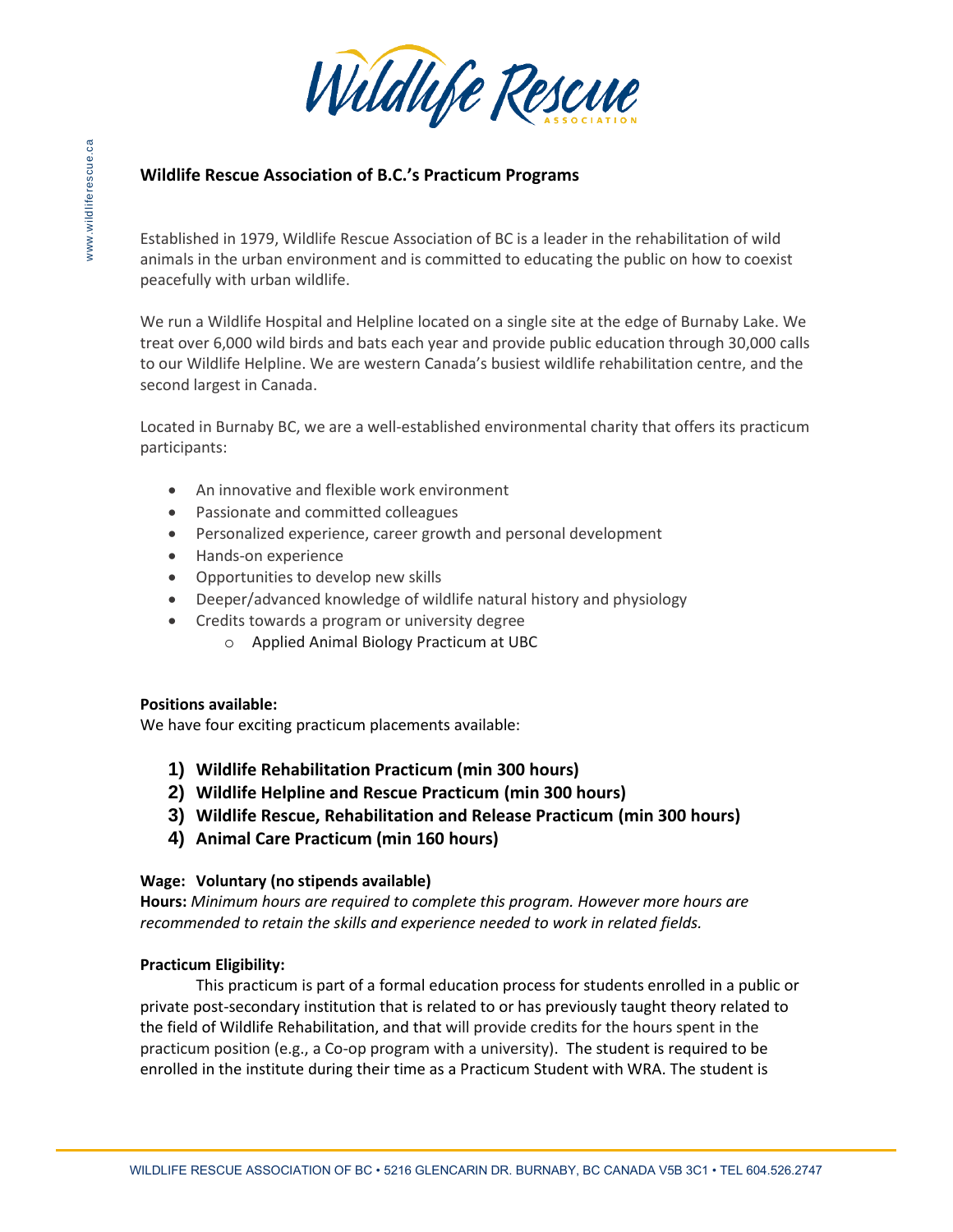## Wildlife Rescue Association of B.C.'s Practicum Programs

Established in 1979, Wildlife Rescue Association of BC is a leader in the rehabilitation of wild animals in the urban environment and is committed to educating the public on how to coexist peacefully with urban wildlife.

We run a Wildlife Hospital and Helpline located on a single site at the edge of Burnaby Lake. We treat over 6,000 wild birds and bats each year and provide public education through 30,000 calls to our Wildlife Helpline. We are western Canada's busiest wildlife rehabilitation centre, and the second largest in Canada.

Located in Burnaby BC, we are a well-established environmental charity that offers its practicum participants:

- An innovative and flexible work environment
- Passionate and committed colleagues
- Personalized experience, career growth and personal development
- Hands-on experience
- Opportunities to develop new skills
- Deeper/advanced knowledge of wildlife natural history and physiology
- Credits towards a program or university degree
    - Applied Animal Biology Practicum at UBC

**Positions available:**
We have four exciting practicum placements available:

1) **Wildlife Rehabilitation Practicum (min 300 hours)**
2) **Wildlife Helpline and Rescue Practicum (min 300 hours)**
3) **Wildlife Rescue, Rehabilitation and Release Practicum (min 300 hours)**
4) **Animal Care Practicum (min 160 hours)**

**Wage: Voluntary (no stipends available)**
**Hours:** *Minimum hours are required to complete this program. However more hours are recommended to retain the skills and experience needed to work in related fields.*

**Practicum Eligibility:**

This practicum is part of a formal education process for students enrolled in a public or private post-secondary institution that is related to or has previously taught theory related to the field of Wildlife Rehabilitation, and that will provide credits for the hours spent in the practicum position (e.g., a Co-op program with a university). The student is required to be enrolled in the institute during their time as a Practicum Student with WRA. The student is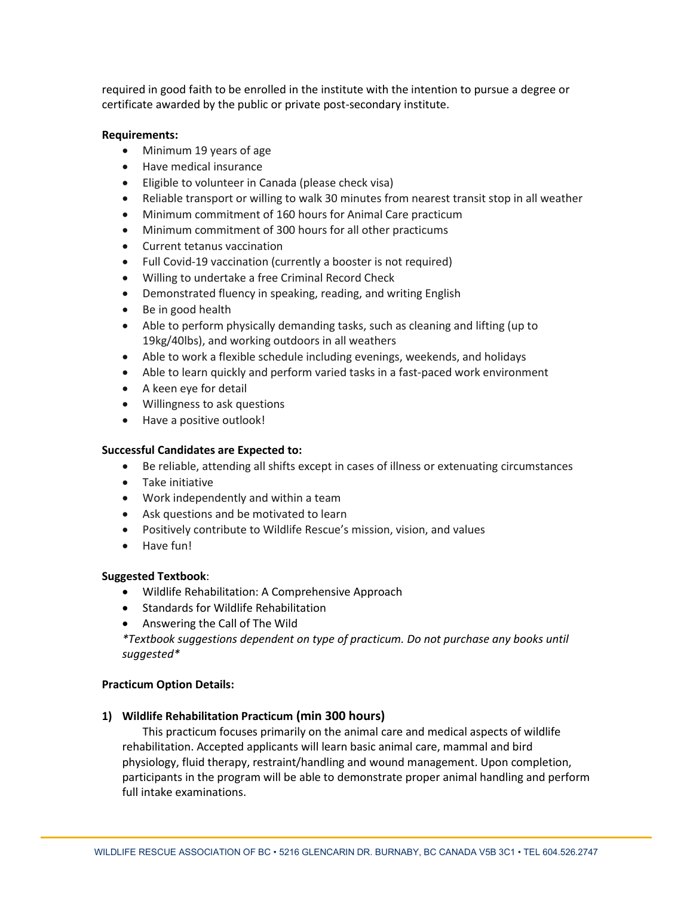required in good faith to be enrolled in the institute with the intention to pursue a degree or certificate awarded by the public or private post-secondary institute.

**Requirements:**

- Minimum 19 years of age
- Have medical insurance
- Eligible to volunteer in Canada (please check visa)
- Reliable transport or willing to walk 30 minutes from nearest transit stop in all weather
- Minimum commitment of 160 hours for Animal Care practicum
- Minimum commitment of 300 hours for all other practicums
- Current tetanus vaccination
- Full Covid-19 vaccination (currently a booster is not required)
- Willing to undertake a free Criminal Record Check
- Demonstrated fluency in speaking, reading, and writing English
- Be in good health
- Able to perform physically demanding tasks, such as cleaning and lifting (up to 19kg/40lbs), and working outdoors in all weathers
- Able to work a flexible schedule including evenings, weekends, and holidays
- Able to learn quickly and perform varied tasks in a fast-paced work environment
- A keen eye for detail
- Willingness to ask questions
- Have a positive outlook!

**Successful Candidates are Expected to:**

- Be reliable, attending all shifts except in cases of illness or extenuating circumstances
- Take initiative
- Work independently and within a team
- Ask questions and be motivated to learn
- Positively contribute to Wildlife Rescue's mission, vision, and values
- Have fun!

**Suggested Textbook**:

- Wildlife Rehabilitation: A Comprehensive Approach
- Standards for Wildlife Rehabilitation
- Answering the Call of The Wild

*\*Textbook suggestions dependent on type of practicum. Do not purchase any books until suggested\**

**Practicum Option Details:**

**1) Wildlife Rehabilitation Practicum (min 300 hours)**

This practicum focuses primarily on the animal care and medical aspects of wildlife rehabilitation. Accepted applicants will learn basic animal care, mammal and bird physiology, fluid therapy, restraint/handling and wound management. Upon completion, participants in the program will be able to demonstrate proper animal handling and perform full intake examinations.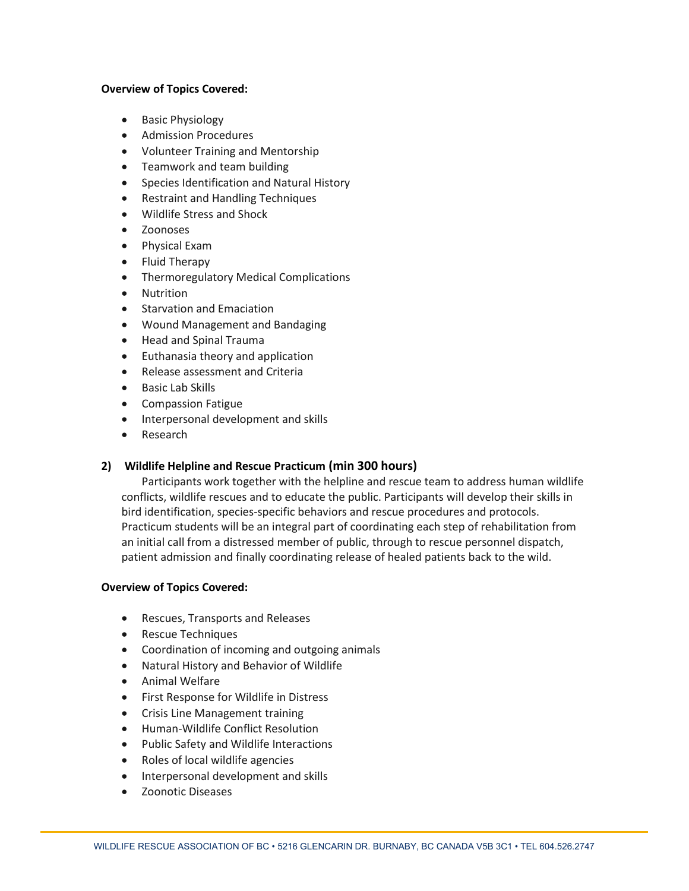**Overview of Topics Covered:**

- Basic Physiology
- Admission Procedures
- Volunteer Training and Mentorship
- Teamwork and team building
- Species Identification and Natural History
- Restraint and Handling Techniques
- Wildlife Stress and Shock
- Zoonoses
- Physical Exam
- Fluid Therapy
- Thermoregulatory Medical Complications
- Nutrition
- Starvation and Emaciation
- Wound Management and Bandaging
- Head and Spinal Trauma
- Euthanasia theory and application
- Release assessment and Criteria
- Basic Lab Skills
- Compassion Fatigue
- Interpersonal development and skills
- Research

**2) Wildlife Helpline and Rescue Practicum (min 300 hours)**

Participants work together with the helpline and rescue team to address human wildlife conflicts, wildlife rescues and to educate the public. Participants will develop their skills in bird identification, species-specific behaviors and rescue procedures and protocols. Practicum students will be an integral part of coordinating each step of rehabilitation from an initial call from a distressed member of public, through to rescue personnel dispatch, patient admission and finally coordinating release of healed patients back to the wild.

**Overview of Topics Covered:**

- Rescues, Transports and Releases
- Rescue Techniques
- Coordination of incoming and outgoing animals
- Natural History and Behavior of Wildlife
- Animal Welfare
- First Response for Wildlife in Distress
- Crisis Line Management training
- Human-Wildlife Conflict Resolution
- Public Safety and Wildlife Interactions
- Roles of local wildlife agencies
- Interpersonal development and skills
- Zoonotic Diseases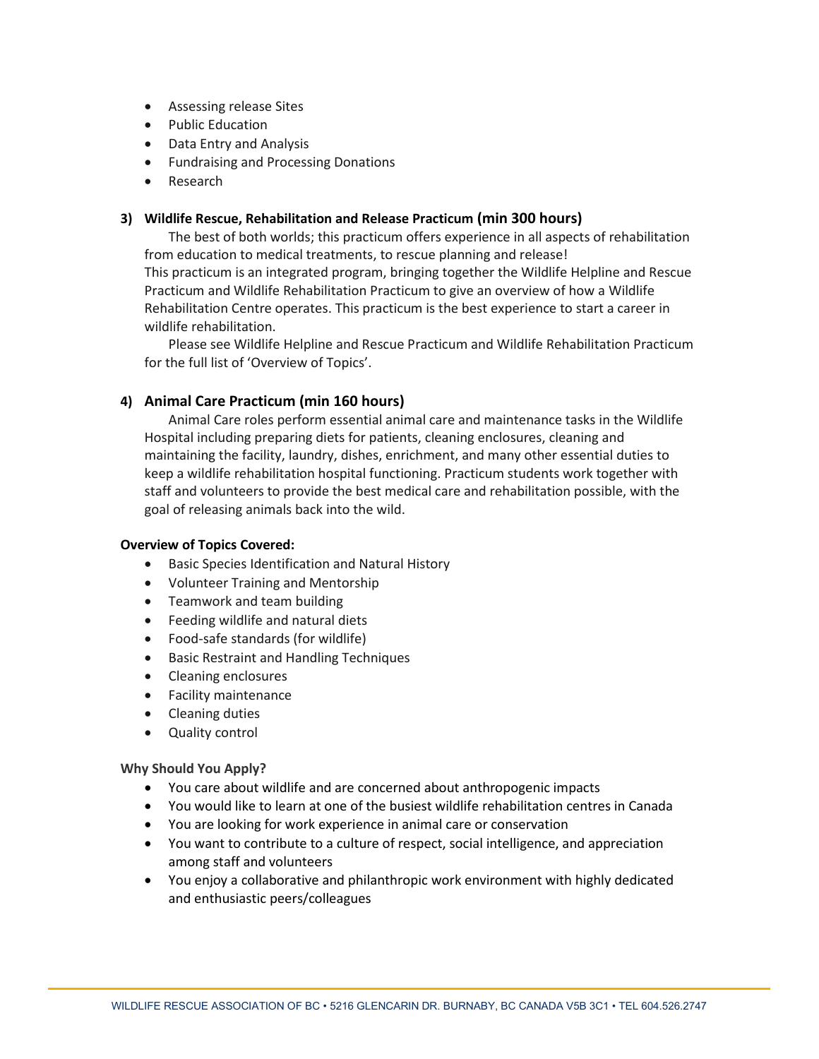- Assessing release Sites
- Public Education
- Data Entry and Analysis
- Fundraising and Processing Donations
- Research

### 3) Wildlife Rescue, Rehabilitation and Release Practicum (min 300 hours)

The best of both worlds; this practicum offers experience in all aspects of rehabilitation from education to medical treatments, to rescue planning and release!
This practicum is an integrated program, bringing together the Wildlife Helpline and Rescue Practicum and Wildlife Rehabilitation Practicum to give an overview of how a Wildlife Rehabilitation Centre operates. This practicum is the best experience to start a career in wildlife rehabilitation.

Please see Wildlife Helpline and Rescue Practicum and Wildlife Rehabilitation Practicum for the full list of 'Overview of Topics'.

### 4) Animal Care Practicum (min 160 hours)

Animal Care roles perform essential animal care and maintenance tasks in the Wildlife Hospital including preparing diets for patients, cleaning enclosures, cleaning and maintaining the facility, laundry, dishes, enrichment, and many other essential duties to keep a wildlife rehabilitation hospital functioning. Practicum students work together with staff and volunteers to provide the best medical care and rehabilitation possible, with the goal of releasing animals back into the wild.

**Overview of Topics Covered:**

- Basic Species Identification and Natural History
- Volunteer Training and Mentorship
- Teamwork and team building
- Feeding wildlife and natural diets
- Food-safe standards (for wildlife)
- Basic Restraint and Handling Techniques
- Cleaning enclosures
- Facility maintenance
- Cleaning duties
- Quality control

**Why Should You Apply?**

- You care about wildlife and are concerned about anthropogenic impacts
- You would like to learn at one of the busiest wildlife rehabilitation centres in Canada
- You are looking for work experience in animal care or conservation
- You want to contribute to a culture of respect, social intelligence, and appreciation among staff and volunteers
- You enjoy a collaborative and philanthropic work environment with highly dedicated and enthusiastic peers/colleagues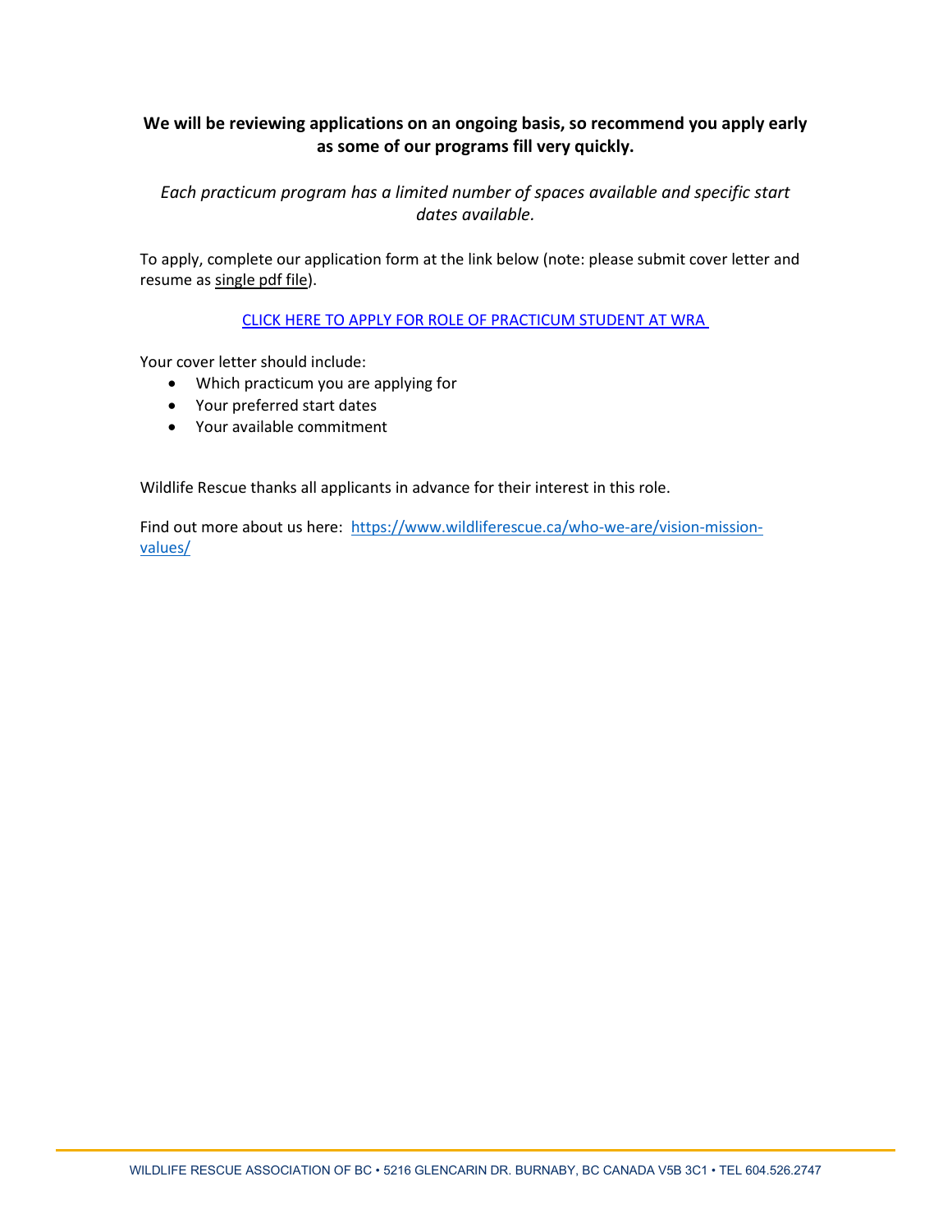**We will be reviewing applications on an ongoing basis, so recommend you apply early as some of our programs fill very quickly.**

*Each practicum program has a limited number of spaces available and specific start dates available.*

To apply, complete our application form at the link below (note: please submit cover letter and resume as single pdf file).

CLICK HERE TO APPLY FOR ROLE OF PRACTICUM STUDENT AT WRA

Your cover letter should include:

- Which practicum you are applying for
- Your preferred start dates
- Your available commitment

Wildlife Rescue thanks all applicants in advance for their interest in this role.

Find out more about us here: https://www.wildliferescue.ca/who-we-are/vision-mission-values/

WILDLIFE RESCUE ASSOCIATION OF BC • 5216 GLENCARIN DR. BURNABY, BC CANADA V5B 3C1 • TEL 604.526.2747